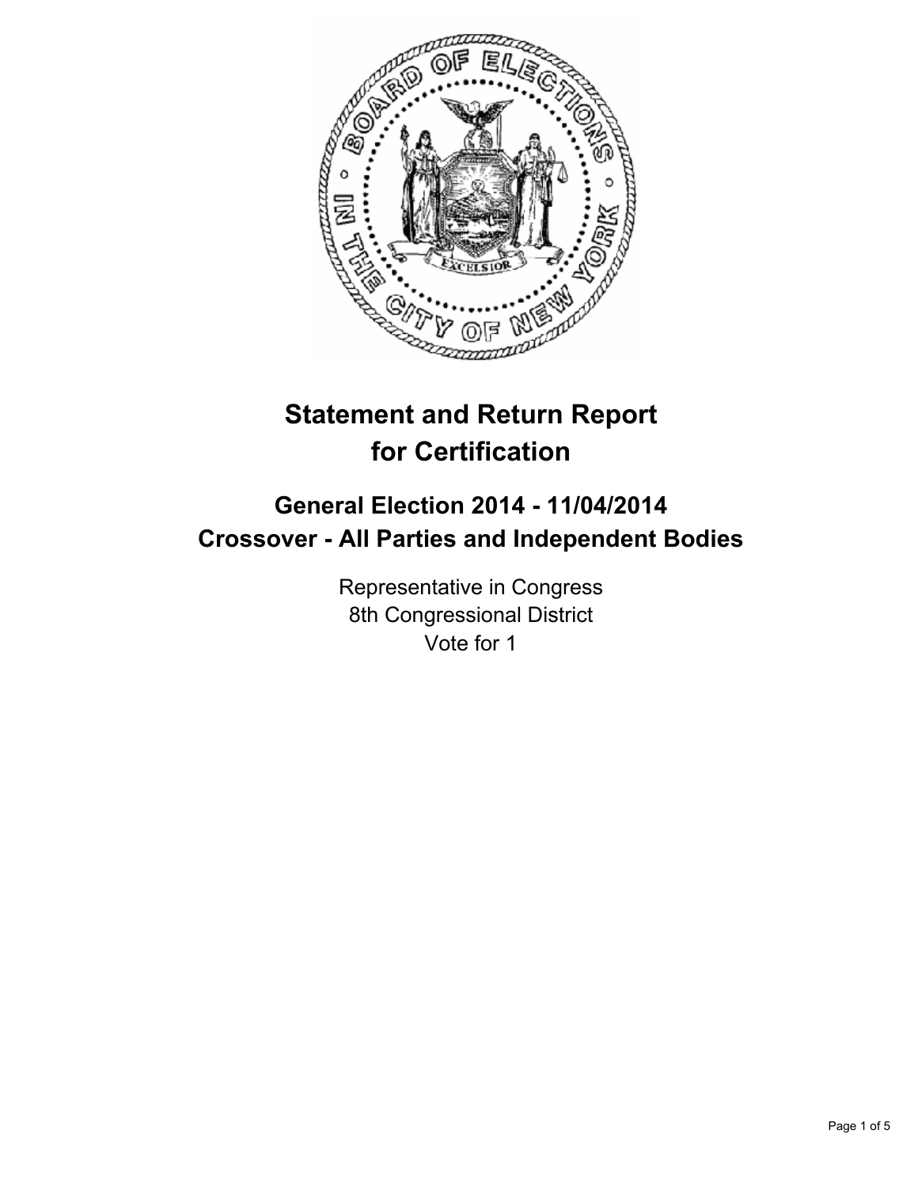# Statement and Return Report for Certification

## General Election 2014 - 11/04/2014
## Crossover - All Parties and Independent Bodies

Representative in Congress
8th Congressional District
Vote for 1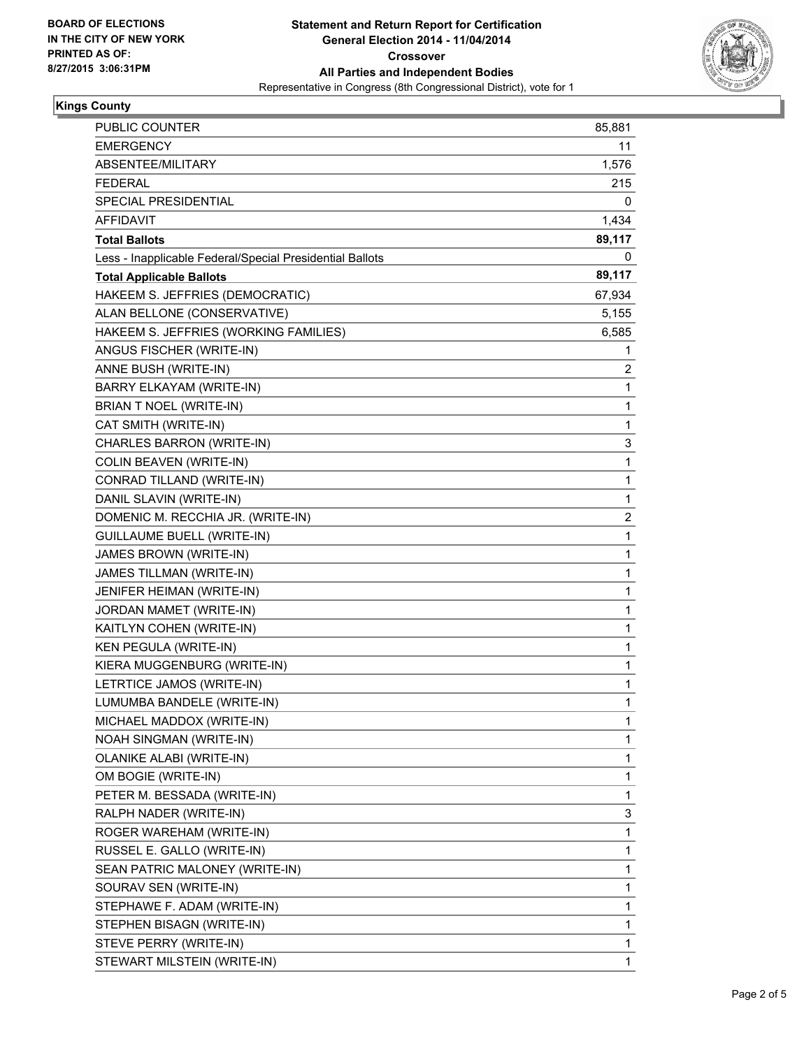**BOARD OF ELECTIONS IN THE CITY OF NEW YORK PRINTED AS OF: 8/27/2015 3:06:31PM**

**Statement and Return Report for Certification**
**General Election 2014 - 11/04/2014**
**Crossover**
**All Parties and Independent Bodies**
Representative in Congress (8th Congressional District), vote for 1

**Kings County**

| | |
|---|---|
| PUBLIC COUNTER | 85,881 |
| EMERGENCY | 11 |
| ABSENTEE/MILITARY | 1,576 |
| FEDERAL | 215 |
| SPECIAL PRESIDENTIAL | 0 |
| AFFIDAVIT | 1,434 |
| **Total Ballots** | **89,117** |
| Less - Inapplicable Federal/Special Presidential Ballots | 0 |
| **Total Applicable Ballots** | **89,117** |
| HAKEEM S. JEFFRIES (DEMOCRATIC) | 67,934 |
| ALAN BELLONE (CONSERVATIVE) | 5,155 |
| HAKEEM S. JEFFRIES (WORKING FAMILIES) | 6,585 |
| ANGUS FISCHER (WRITE-IN) | 1 |
| ANNE BUSH (WRITE-IN) | 2 |
| BARRY ELKAYAM (WRITE-IN) | 1 |
| BRIAN T NOEL (WRITE-IN) | 1 |
| CAT SMITH (WRITE-IN) | 1 |
| CHARLES BARRON (WRITE-IN) | 3 |
| COLIN BEAVEN (WRITE-IN) | 1 |
| CONRAD TILLAND (WRITE-IN) | 1 |
| DANIL SLAVIN (WRITE-IN) | 1 |
| DOMENIC M. RECCHIA JR. (WRITE-IN) | 2 |
| GUILLAUME BUELL (WRITE-IN) | 1 |
| JAMES BROWN (WRITE-IN) | 1 |
| JAMES TILLMAN (WRITE-IN) | 1 |
| JENIFER HEIMAN (WRITE-IN) | 1 |
| JORDAN MAMET (WRITE-IN) | 1 |
| KAITLYN COHEN (WRITE-IN) | 1 |
| KEN PEGULA (WRITE-IN) | 1 |
| KIERA MUGGENBURG (WRITE-IN) | 1 |
| LETRTICE JAMOS (WRITE-IN) | 1 |
| LUMUMBA BANDELE (WRITE-IN) | 1 |
| MICHAEL MADDOX (WRITE-IN) | 1 |
| NOAH SINGMAN (WRITE-IN) | 1 |
| OLANIKE ALABI (WRITE-IN) | 1 |
| OM BOGIE (WRITE-IN) | 1 |
| PETER M. BESSADA (WRITE-IN) | 1 |
| RALPH NADER (WRITE-IN) | 3 |
| ROGER WAREHAM (WRITE-IN) | 1 |
| RUSSEL E. GALLO (WRITE-IN) | 1 |
| SEAN PATRIC MALONEY (WRITE-IN) | 1 |
| SOURAV SEN (WRITE-IN) | 1 |
| STEPHAWE F. ADAM (WRITE-IN) | 1 |
| STEPHEN BISAGN (WRITE-IN) | 1 |
| STEVE PERRY (WRITE-IN) | 1 |
| STEWART MILSTEIN (WRITE-IN) | 1 |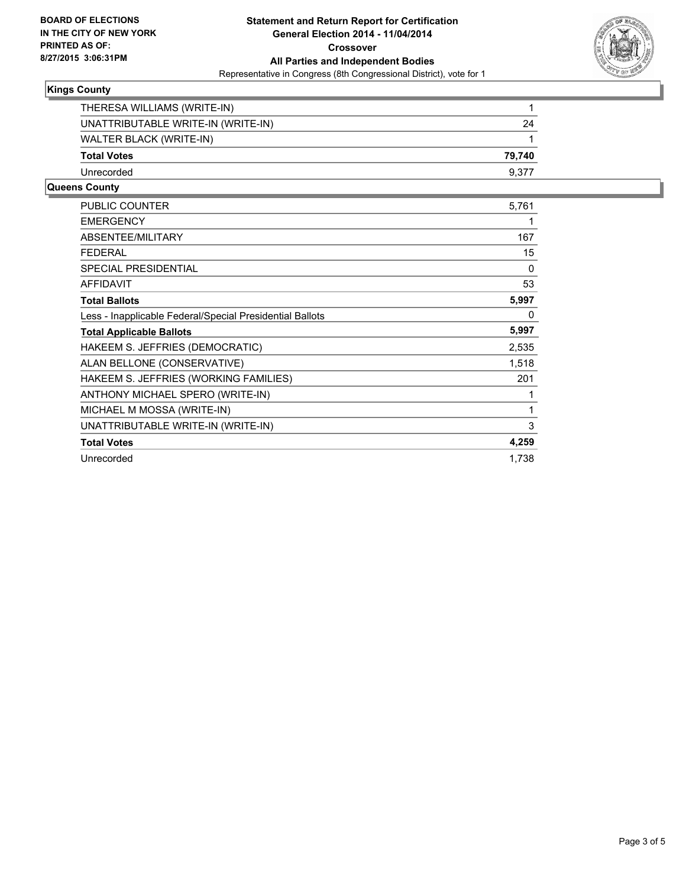**BOARD OF ELECTIONS IN THE CITY OF NEW YORK PRINTED AS OF: 8/27/2015 3:06:31PM**

**Statement and Return Report for Certification**
**General Election 2014 - 11/04/2014**
**Crossover**
**All Parties and Independent Bodies**
Representative in Congress (8th Congressional District), vote for 1

## Kings County

| | |
|---|---|
| THERESA WILLIAMS (WRITE-IN) | 1 |
| UNATTRIBUTABLE WRITE-IN (WRITE-IN) | 24 |
| WALTER BLACK (WRITE-IN) | 1 |
| **Total Votes** | **79,740** |
| Unrecorded | 9,377 |

## Queens County

| | |
|---|---|
| PUBLIC COUNTER | 5,761 |
| EMERGENCY | 1 |
| ABSENTEE/MILITARY | 167 |
| FEDERAL | 15 |
| SPECIAL PRESIDENTIAL | 0 |
| AFFIDAVIT | 53 |
| **Total Ballots** | **5,997** |
| Less - Inapplicable Federal/Special Presidential Ballots | 0 |
| **Total Applicable Ballots** | **5,997** |
| HAKEEM S. JEFFRIES (DEMOCRATIC) | 2,535 |
| ALAN BELLONE (CONSERVATIVE) | 1,518 |
| HAKEEM S. JEFFRIES (WORKING FAMILIES) | 201 |
| ANTHONY MICHAEL SPERO (WRITE-IN) | 1 |
| MICHAEL M MOSSA (WRITE-IN) | 1 |
| UNATTRIBUTABLE WRITE-IN (WRITE-IN) | 3 |
| **Total Votes** | **4,259** |
| Unrecorded | 1,738 |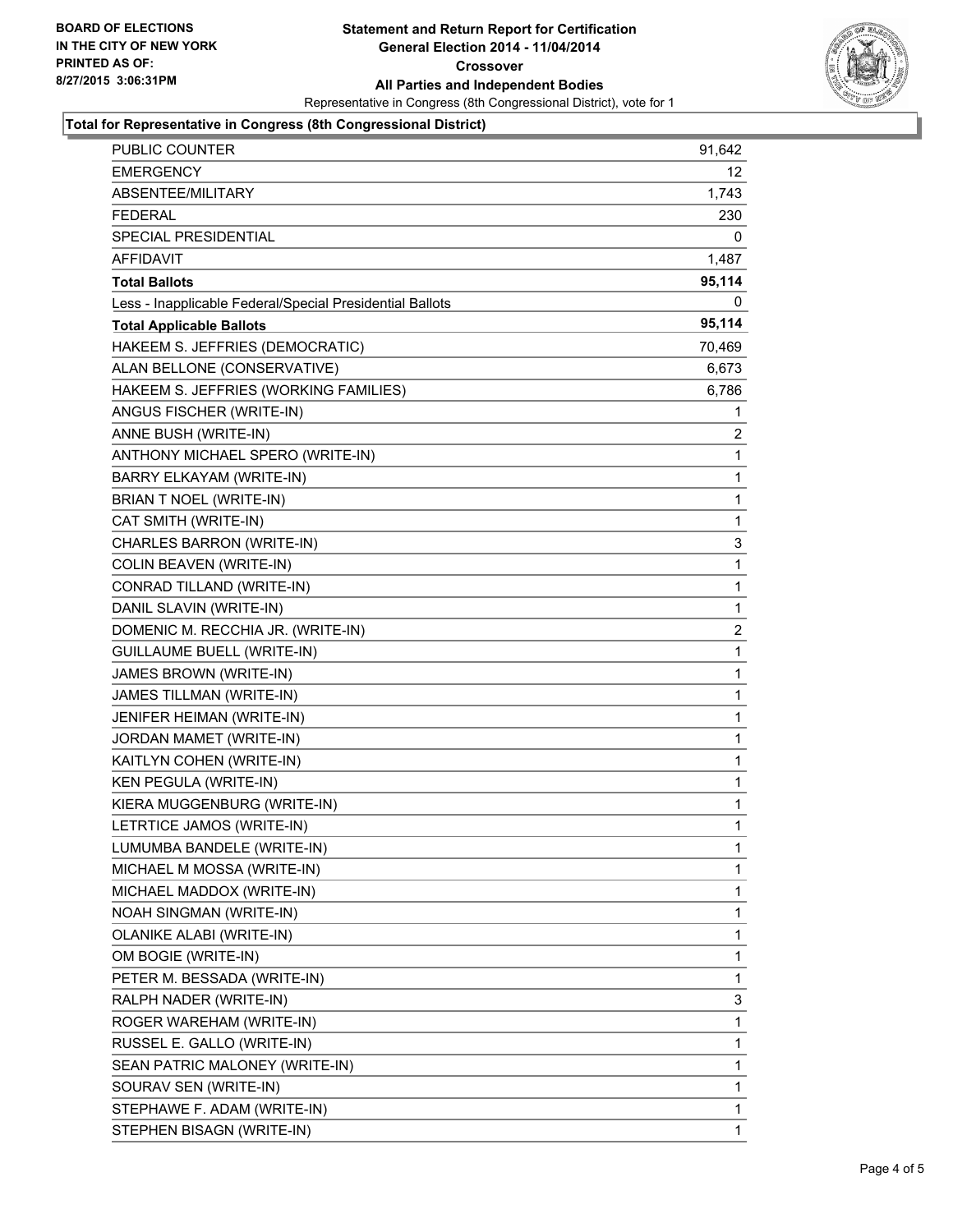BOARD OF ELECTIONS
IN THE CITY OF NEW YORK
PRINTED AS OF:
8/27/2015 3:06:31PM

# Statement and Return Report for Certification
## General Election 2014 - 11/04/2014
### Crossover
### All Parties and Independent Bodies

Representative in Congress (8th Congressional District), vote for 1

**Total for Representative in Congress (8th Congressional District)**

| | |
|---|---|
| PUBLIC COUNTER | 91,642 |
| EMERGENCY | 12 |
| ABSENTEE/MILITARY | 1,743 |
| FEDERAL | 230 |
| SPECIAL PRESIDENTIAL | 0 |
| AFFIDAVIT | 1,487 |
| **Total Ballots** | **95,114** |
| Less - Inapplicable Federal/Special Presidential Ballots | 0 |
| **Total Applicable Ballots** | **95,114** |
| HAKEEM S. JEFFRIES (DEMOCRATIC) | 70,469 |
| ALAN BELLONE (CONSERVATIVE) | 6,673 |
| HAKEEM S. JEFFRIES (WORKING FAMILIES) | 6,786 |
| ANGUS FISCHER (WRITE-IN) | 1 |
| ANNE BUSH (WRITE-IN) | 2 |
| ANTHONY MICHAEL SPERO (WRITE-IN) | 1 |
| BARRY ELKAYAM (WRITE-IN) | 1 |
| BRIAN T NOEL (WRITE-IN) | 1 |
| CAT SMITH (WRITE-IN) | 1 |
| CHARLES BARRON (WRITE-IN) | 3 |
| COLIN BEAVEN (WRITE-IN) | 1 |
| CONRAD TILLAND (WRITE-IN) | 1 |
| DANIL SLAVIN (WRITE-IN) | 1 |
| DOMENIC M. RECCHIA JR. (WRITE-IN) | 2 |
| GUILLAUME BUELL (WRITE-IN) | 1 |
| JAMES BROWN (WRITE-IN) | 1 |
| JAMES TILLMAN (WRITE-IN) | 1 |
| JENIFER HEIMAN (WRITE-IN) | 1 |
| JORDAN MAMET (WRITE-IN) | 1 |
| KAITLYN COHEN (WRITE-IN) | 1 |
| KEN PEGULA (WRITE-IN) | 1 |
| KIERA MUGGENBURG (WRITE-IN) | 1 |
| LETRTICE JAMOS (WRITE-IN) | 1 |
| LUMUMBA BANDELE (WRITE-IN) | 1 |
| MICHAEL M MOSSA (WRITE-IN) | 1 |
| MICHAEL MADDOX (WRITE-IN) | 1 |
| NOAH SINGMAN (WRITE-IN) | 1 |
| OLANIKE ALABI (WRITE-IN) | 1 |
| OM BOGIE (WRITE-IN) | 1 |
| PETER M. BESSADA (WRITE-IN) | 1 |
| RALPH NADER (WRITE-IN) | 3 |
| ROGER WAREHAM (WRITE-IN) | 1 |
| RUSSEL E. GALLO (WRITE-IN) | 1 |
| SEAN PATRIC MALONEY (WRITE-IN) | 1 |
| SOURAV SEN (WRITE-IN) | 1 |
| STEPHAWE F. ADAM (WRITE-IN) | 1 |
| STEPHEN BISAGN (WRITE-IN) | 1 |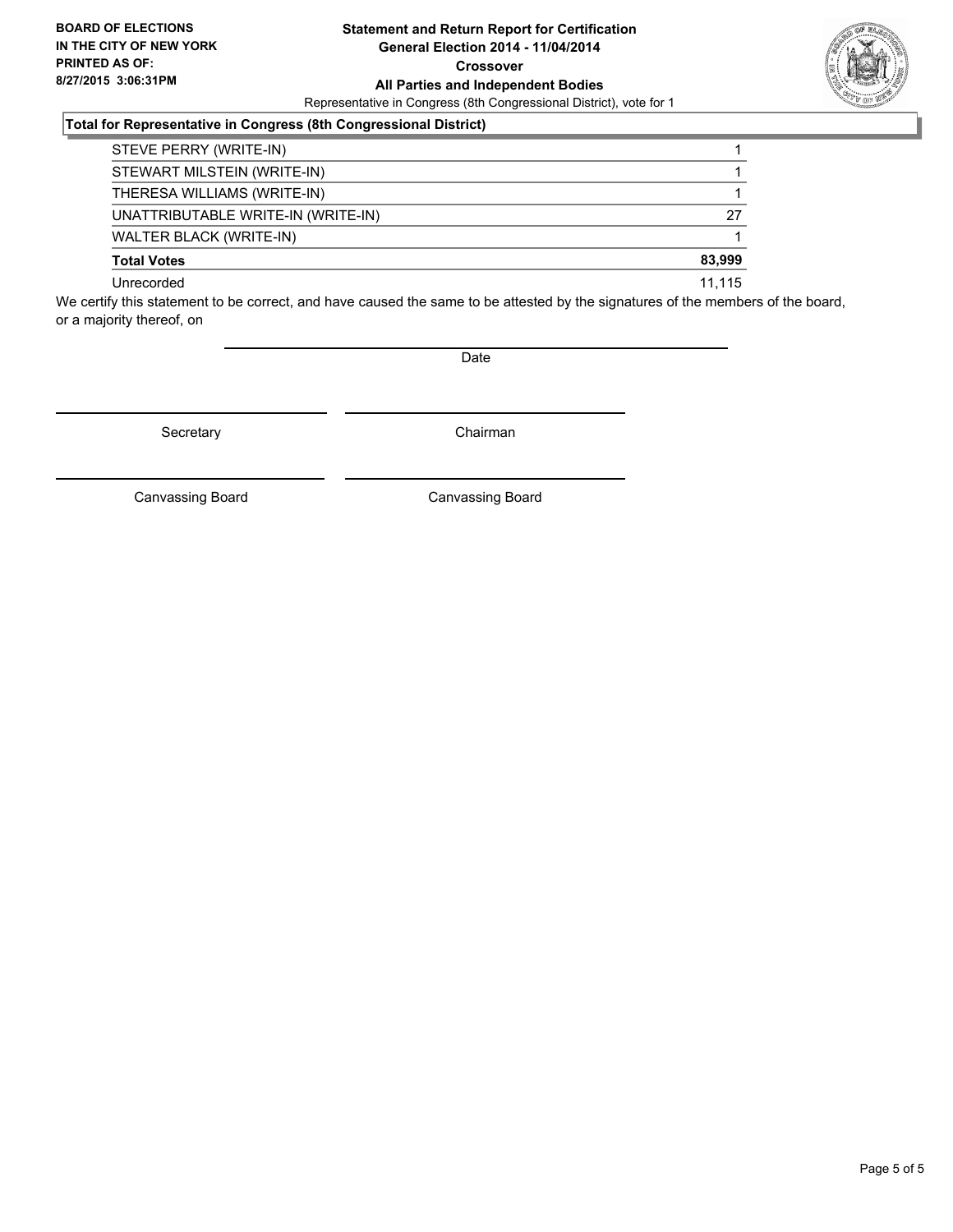**Statement and Return Report for Certification**
**General Election 2014 - 11/04/2014**
**Crossover**
**All Parties and Independent Bodies**
Representative in Congress (8th Congressional District), vote for 1

**BOARD OF ELECTIONS IN THE CITY OF NEW YORK**
**PRINTED AS OF: 8/27/2015 3:06:31PM**

### Total for Representative in Congress (8th Congressional District)

| | |
|---|---|
| STEVE PERRY (WRITE-IN) | 1 |
| STEWART MILSTEIN (WRITE-IN) | 1 |
| THERESA WILLIAMS (WRITE-IN) | 1 |
| UNATTRIBUTABLE WRITE-IN (WRITE-IN) | 27 |
| WALTER BLACK (WRITE-IN) | 1 |
| **Total Votes** | **83,999** |
| Unrecorded | 11,115 |

We certify this statement to be correct, and have caused the same to be attested by the signatures of the members of the board, or a majority thereof, on

Date

Secretary

Chairman

Canvassing Board

Canvassing Board